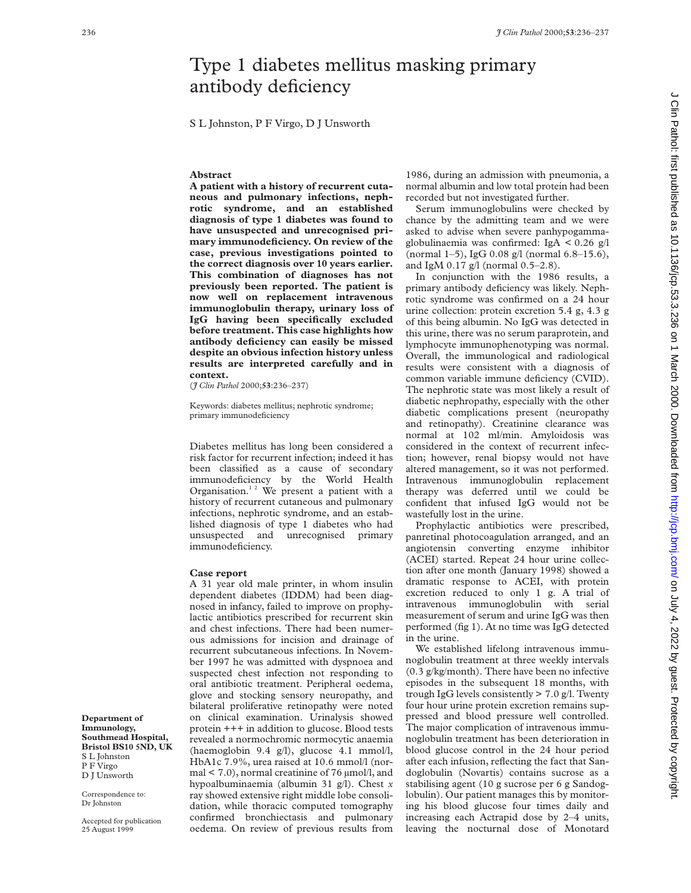# Type 1 diabetes mellitus masking primary antibody deficiency

S L Johnston, P F Virgo, D J Unsworth

## Abstract

**A patient with a history of recurrent cutaneous and pulmonary infections, nephrotic syndrome, and an established diagnosis of type 1 diabetes was found to have unsuspected and unrecognised primary immunodeficiency. On review of the case, previous investigations pointed to the correct diagnosis over 10 years earlier. This combination of diagnoses has not previously been reported. The patient is now well on replacement intravenous immunoglobulin therapy, urinary loss of IgG having been specifically excluded before treatment. This case highlights how antibody deficiency can easily be missed despite an obvious infection history unless results are interpreted carefully and in context.**

(*J Clin Pathol* 2000;**53**:236–237)

Keywords: diabetes mellitus; nephrotic syndrome; primary immunodeficiency

Diabetes mellitus has long been considered a risk factor for recurrent infection; indeed it has been classified as a cause of secondary immunodeficiency by the World Health Organisation.[1,2] We present a patient with a history of recurrent cutaneous and pulmonary infections, nephrotic syndrome, and an established diagnosis of type 1 diabetes who had unsuspected and unrecognised primary immunodeficiency.

## Case report

A 31 year old male printer, in whom insulin dependent diabetes (IDDM) had been diagnosed in infancy, failed to improve on prophylactic antibiotics prescribed for recurrent skin and chest infections. There had been numerous admissions for incision and drainage of recurrent subcutaneous infections. In November 1997 he was admitted with dyspnoea and suspected chest infection not responding to oral antibiotic treatment. Peripheral oedema, glove and stocking sensory neuropathy, and bilateral proliferative retinopathy were noted on clinical examination. Urinalysis showed protein +++ in addition to glucose. Blood tests revealed a normochromic normocytic anaemia (haemoglobin 9.4 g/l), glucose 4.1 mmol/l, HbA1c 7.9%, urea raised at 10.6 mmol/l (normal < 7.0), normal creatinine of 76 µmol/l, and hypoalbuminaemia (albumin 31 g/l). Chest *x* ray showed extensive right middle lobe consolidation, while thoracic computed tomography confirmed bronchiectasis and pulmonary oedema. On review of previous results from 1986, during an admission with pneumonia, a normal albumin and low total protein had been recorded but not investigated further.

Serum immunoglobulins were checked by chance by the admitting team and we were asked to advise when severe panhypogammaglobulinaemia was confirmed: IgA < 0.26 g/l (normal 1–5), IgG 0.08 g/l (normal 6.8–15.6), and IgM 0.17 g/l (normal 0.5–2.8).

In conjunction with the 1986 results, a primary antibody deficiency was likely. Nephrotic syndrome was confirmed on a 24 hour urine collection: protein excretion 5.4 g, 4.3 g of this being albumin. No IgG was detected in this urine, there was no serum paraprotein, and lymphocyte immunophenotyping was normal. Overall, the immunological and radiological results were consistent with a diagnosis of common variable immune deficiency (CVID). The nephrotic state was most likely a result of diabetic nephropathy, especially with the other diabetic complications present (neuropathy and retinopathy). Creatinine clearance was normal at 102 ml/min. Amyloidosis was considered in the context of recurrent infection; however, renal biopsy would not have altered management, so it was not performed. Intravenous immunoglobulin replacement therapy was deferred until we could be confident that infused IgG would not be wastefully lost in the urine.

Prophylactic antibiotics were prescribed, panretinal photocoagulation arranged, and an angiotensin converting enzyme inhibitor (ACEI) started. Repeat 24 hour urine collection after one month (January 1998) showed a dramatic response to ACEI, with protein excretion reduced to only 1 g. A trial of intravenous immunoglobulin with serial measurement of serum and urine IgG was then performed (fig 1). At no time was IgG detected in the urine.

We established lifelong intravenous immunoglobulin treatment at three weekly intervals (0.3 g/kg/month). There have been no infective episodes in the subsequent 18 months, with trough IgG levels consistently > 7.0 g/l. Twenty four hour urine protein excretion remains suppressed and blood pressure well controlled. The major complication of intravenous immunoglobulin treatment has been deterioration in blood glucose control in the 24 hour period after each infusion, reflecting the fact that Sandoglobulin (Novartis) contains sucrose as a stabilising agent (10 g sucrose per 6 g Sandoglobulin). Our patient manages this by monitoring his blood glucose four times daily and increasing each Actrapid dose by 2–4 units, leaving the nocturnal dose of Monotard

**Department of Immunology, Southmead Hospital, Bristol BS10 5ND, UK**
S L Johnston
P F Virgo
D J Unsworth

Correspondence to: Dr Johnston

Accepted for publication 25 August 1999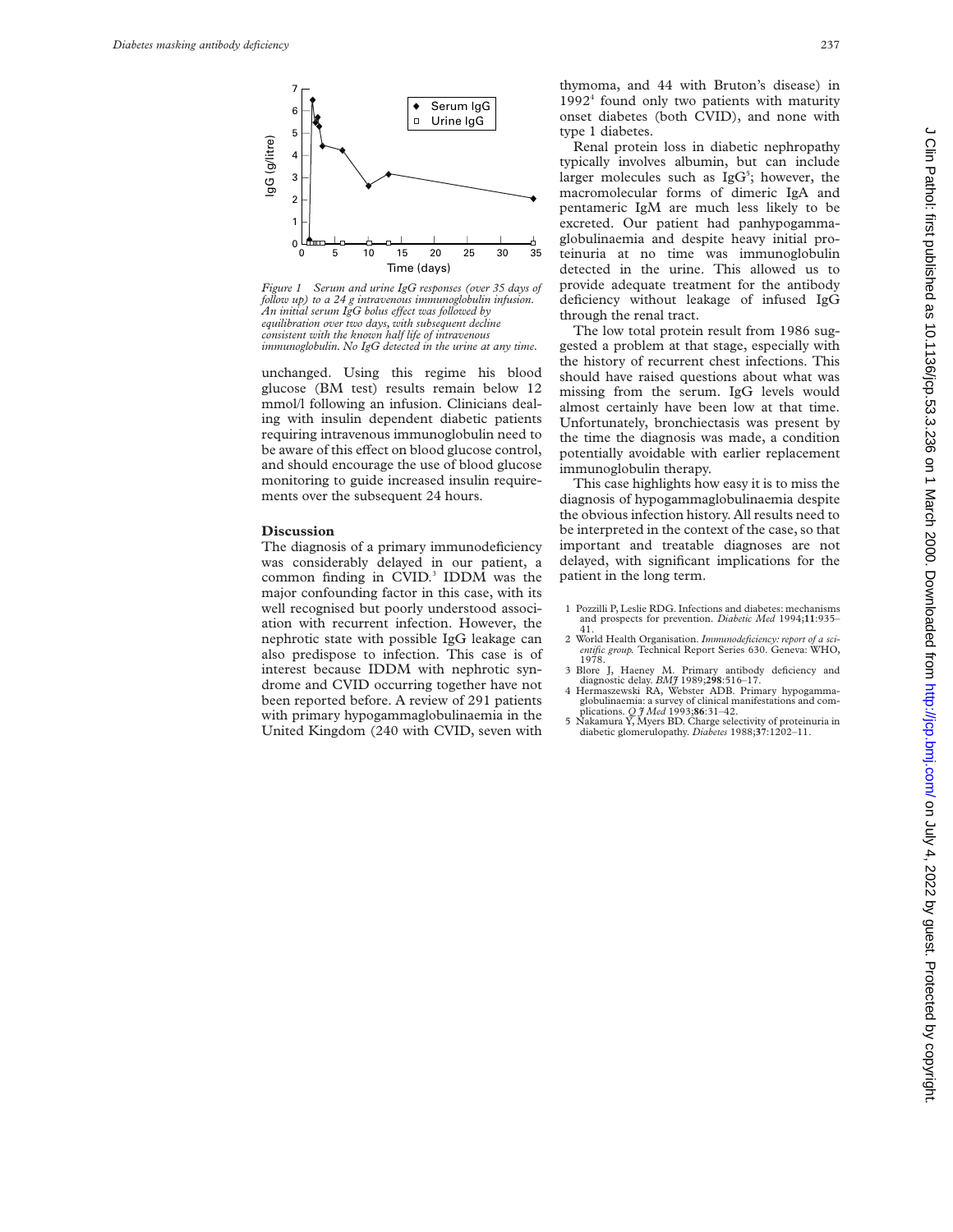7
6
5
4
3
2
1
0
IgG (g/litre)
0 5 10 15 20 25 30 35
Time (days)
Serum IgG
Urine IgG

*Figure 1 Serum and urine IgG responses (over 35 days of follow up) to a 24 g intravenous immunoglobulin infusion. An initial serum IgG bolus effect was followed by equilibration over two days, with subsequent decline consistent with the known half life of intravenous immunoglobulin. No IgG detected in the urine at any time.*

unchanged. Using this regime his blood glucose (BM test) results remain below 12 mmol/l following an infusion. Clinicians dealing with insulin dependent diabetic patients requiring intravenous immunoglobulin need to be aware of this effect on blood glucose control, and should encourage the use of blood glucose monitoring to guide increased insulin requirements over the subsequent 24 hours.

## Discussion

The diagnosis of a primary immunodeficiency was considerably delayed in our patient, a common finding in CVID.[3] IDDM was the major confounding factor in this case, with its well recognised but poorly understood association with recurrent infection. However, the nephrotic state with possible IgG leakage can also predispose to infection. This case is of interest because IDDM with nephrotic syndrome and CVID occurring together have not been reported before. A review of 291 patients with primary hypogammaglobulinaemia in the United Kingdom (240 with CVID, seven with thymoma, and 44 with Bruton's disease) in 1992[4] found only two patients with maturity onset diabetes (both CVID), and none with type 1 diabetes.

Renal protein loss in diabetic nephropathy typically involves albumin, but can include larger molecules such as IgG[5]; however, the macromolecular forms of dimeric IgA and pentameric IgM are much less likely to be excreted. Our patient had panhypogammaglobulinaemia and despite heavy initial proteinuria at no time was immunoglobulin detected in the urine. This allowed us to provide adequate treatment for the antibody deficiency without leakage of infused IgG through the renal tract.

The low total protein result from 1986 suggested a problem at that stage, especially with the history of recurrent chest infections. This should have raised questions about what was missing from the serum. IgG levels would almost certainly have been low at that time. Unfortunately, bronchiectasis was present by the time the diagnosis was made, a condition potentially avoidable with earlier replacement immunoglobulin therapy.

This case highlights how easy it is to miss the diagnosis of hypogammaglobulinaemia despite the obvious infection history. All results need to be interpreted in the context of the case, so that important and treatable diagnoses are not delayed, with significant implications for the patient in the long term.

1 Pozzilli P, Leslie RDG. Infections and diabetes: mechanisms and prospects for prevention. *Diabetic Med* 1994;**11**:935–41.
2 World Health Organisation. *Immunodeficiency: report of a scientific group.* Technical Report Series 630. Geneva: WHO, 1978.
3 Blore J, Haeney M. Primary antibody deficiency and diagnostic delay. *BMJ* 1989;**298**:516–17.
4 Hermaszewski RA, Webster ADB. Primary hypogammaglobulinaemia: a survey of clinical manifestations and complications. *Q J Med* 1993;**86**:31–42.
5 Nakamura Y, Myers BD. Charge selectivity of proteinuria in diabetic glomerulopathy. *Diabetes* 1988;**37**:1202–11.